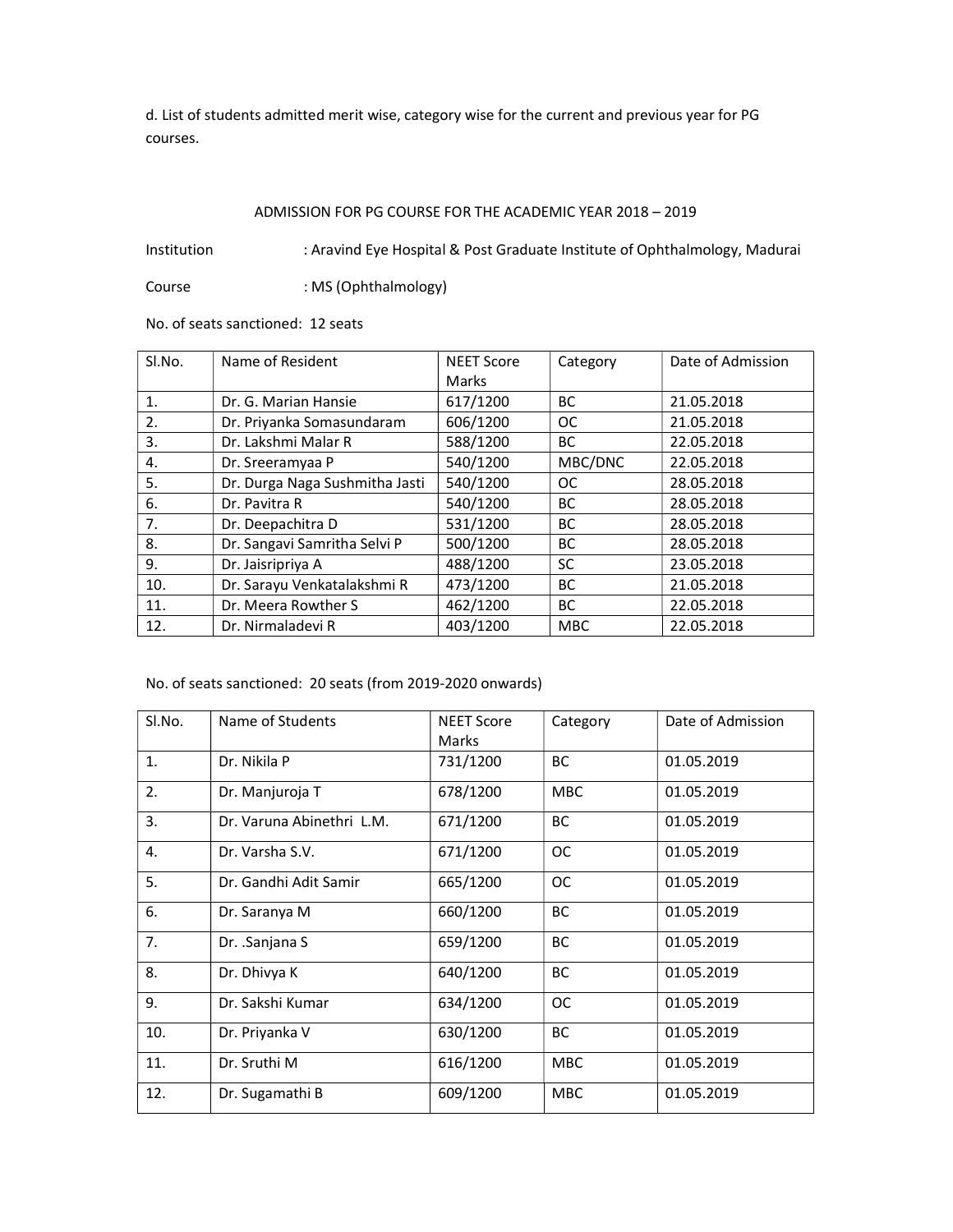d. List of students admitted merit wise, category wise for the current and previous year for PG courses.

ADMISSION FOR PG COURSE FOR THE ACADEMIC YEAR 2018 – 2019

Institution : Aravind Eye Hospital & Post Graduate Institute of Ophthalmology, Madurai

Course : MS (Ophthalmology)

No. of seats sanctioned: 12 seats

| Sl.No. | Name of Resident | NEET Score Marks | Category | Date of Admission |
|---|---|---|---|---|
| 1. | Dr. G. Marian Hansie | 617/1200 | BC | 21.05.2018 |
| 2. | Dr. Priyanka Somasundaram | 606/1200 | OC | 21.05.2018 |
| 3. | Dr. Lakshmi Malar R | 588/1200 | BC | 22.05.2018 |
| 4. | Dr. Sreeramyaa P | 540/1200 | MBC/DNC | 22.05.2018 |
| 5. | Dr. Durga Naga Sushmitha Jasti | 540/1200 | OC | 28.05.2018 |
| 6. | Dr. Pavitra R | 540/1200 | BC | 28.05.2018 |
| 7. | Dr. Deepachitra D | 531/1200 | BC | 28.05.2018 |
| 8. | Dr. Sangavi Samritha Selvi P | 500/1200 | BC | 28.05.2018 |
| 9. | Dr. Jaisripriya A | 488/1200 | SC | 23.05.2018 |
| 10. | Dr. Sarayu Venkatalakshmi R | 473/1200 | BC | 21.05.2018 |
| 11. | Dr. Meera Rowther S | 462/1200 | BC | 22.05.2018 |
| 12. | Dr. Nirmaladevi R | 403/1200 | MBC | 22.05.2018 |

No. of seats sanctioned: 20 seats (from 2019-2020 onwards)

| Sl.No. | Name of Students | NEET Score Marks | Category | Date of Admission |
|---|---|---|---|---|
| 1. | Dr. Nikila P | 731/1200 | BC | 01.05.2019 |
| 2. | Dr. Manjuroja T | 678/1200 | MBC | 01.05.2019 |
| 3. | Dr. Varuna Abinethri L.M. | 671/1200 | BC | 01.05.2019 |
| 4. | Dr. Varsha S.V. | 671/1200 | OC | 01.05.2019 |
| 5. | Dr. Gandhi Adit Samir | 665/1200 | OC | 01.05.2019 |
| 6. | Dr. Saranya M | 660/1200 | BC | 01.05.2019 |
| 7. | Dr. .Sanjana S | 659/1200 | BC | 01.05.2019 |
| 8. | Dr. Dhivya K | 640/1200 | BC | 01.05.2019 |
| 9. | Dr. Sakshi Kumar | 634/1200 | OC | 01.05.2019 |
| 10. | Dr. Priyanka V | 630/1200 | BC | 01.05.2019 |
| 11. | Dr. Sruthi M | 616/1200 | MBC | 01.05.2019 |
| 12. | Dr. Sugamathi B | 609/1200 | MBC | 01.05.2019 |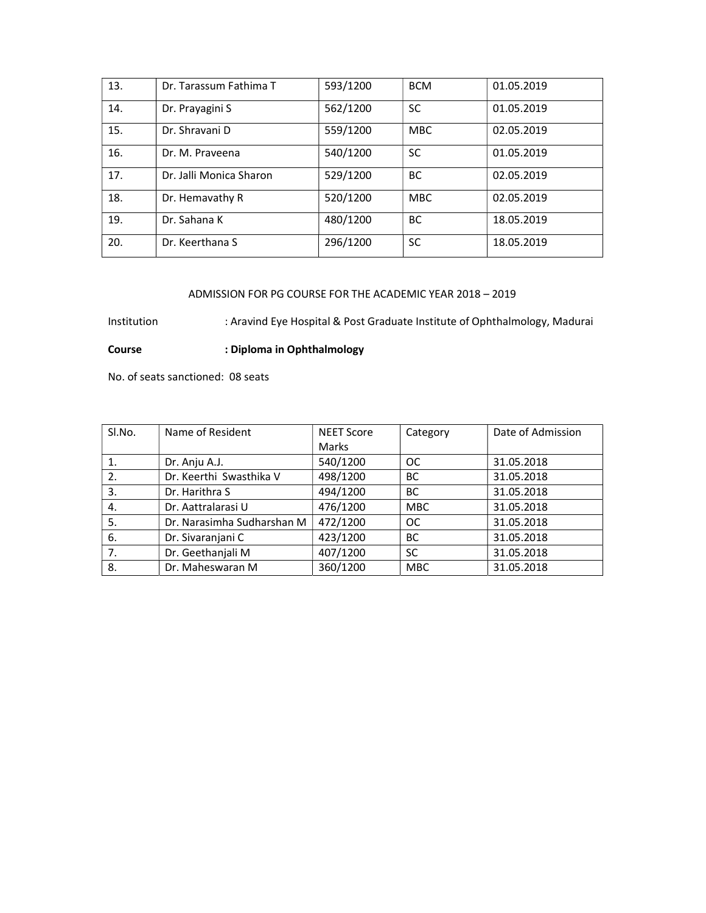| | | | | |
|---|---|---|---|---|
| 13. | Dr. Tarassum Fathima T | 593/1200 | BCM | 01.05.2019 |
| 14. | Dr. Prayagini S | 562/1200 | SC | 01.05.2019 |
| 15. | Dr. Shravani D | 559/1200 | MBC | 02.05.2019 |
| 16. | Dr. M. Praveena | 540/1200 | SC | 01.05.2019 |
| 17. | Dr. Jalli Monica Sharon | 529/1200 | BC | 02.05.2019 |
| 18. | Dr. Hemavathy R | 520/1200 | MBC | 02.05.2019 |
| 19. | Dr. Sahana K | 480/1200 | BC | 18.05.2019 |
| 20. | Dr. Keerthana S | 296/1200 | SC | 18.05.2019 |

ADMISSION FOR PG COURSE FOR THE ACADEMIC YEAR 2018 – 2019

Institution : Aravind Eye Hospital & Post Graduate Institute of Ophthalmology, Madurai

**Course : Diploma in Ophthalmology**

No. of seats sanctioned: 08 seats

| Sl.No. | Name of Resident | NEET Score Marks | Category | Date of Admission |
|---|---|---|---|---|
| 1. | Dr. Anju A.J. | 540/1200 | OC | 31.05.2018 |
| 2. | Dr. Keerthi Swasthika V | 498/1200 | BC | 31.05.2018 |
| 3. | Dr. Harithra S | 494/1200 | BC | 31.05.2018 |
| 4. | Dr. Aattralarasi U | 476/1200 | MBC | 31.05.2018 |
| 5. | Dr. Narasimha Sudharshan M | 472/1200 | OC | 31.05.2018 |
| 6. | Dr. Sivaranjani C | 423/1200 | BC | 31.05.2018 |
| 7. | Dr. Geethanjali M | 407/1200 | SC | 31.05.2018 |
| 8. | Dr. Maheswaran M | 360/1200 | MBC | 31.05.2018 |